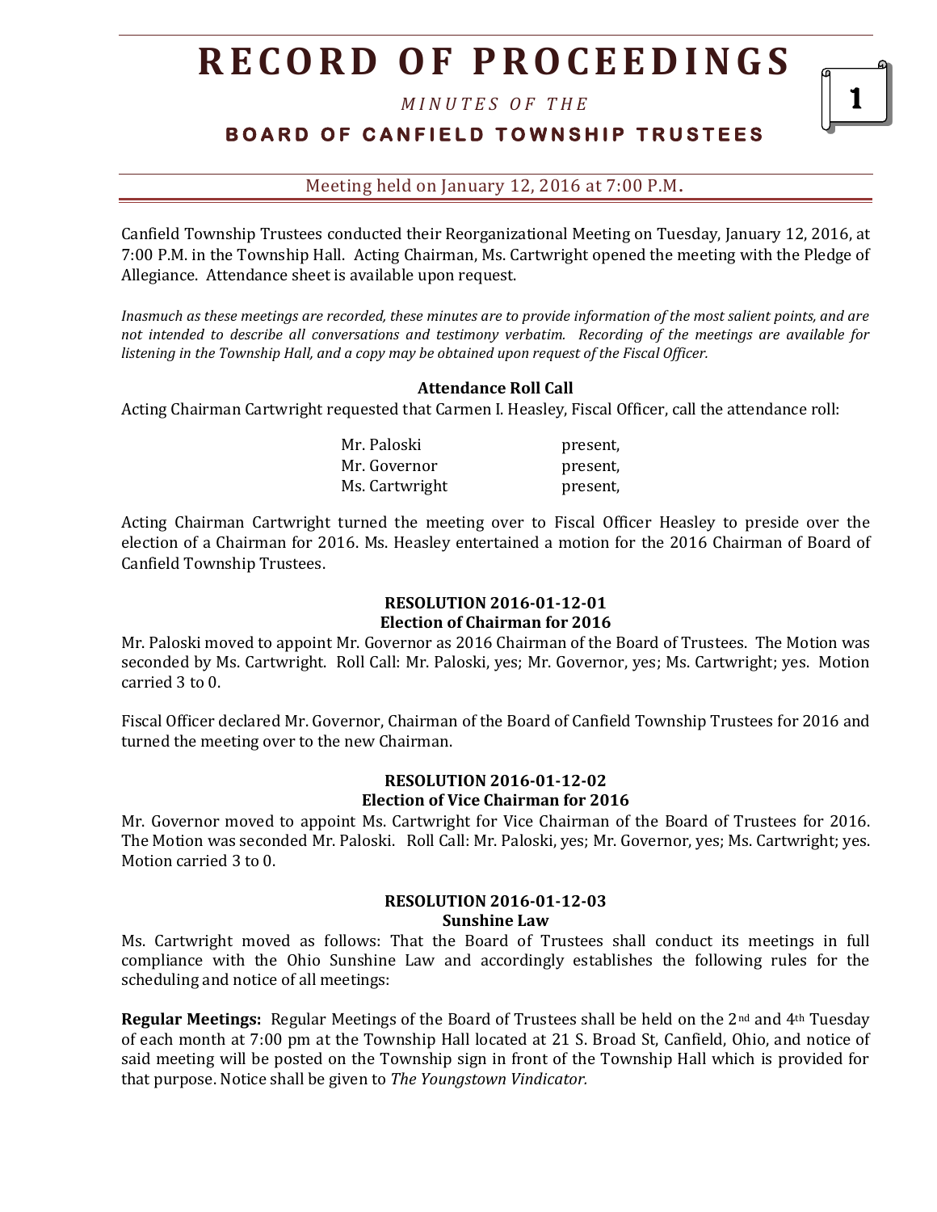# RECORD OF PROCEEDINGS

*MINUTES OF THE*

## BOARD OF CANFIELD TOWNSHIP TRUSTEES

Meeting held on January 12, 2016 at 7:00 P.M.

Canfield Township Trustees conducted their Reorganizational Meeting on Tuesday, January 12, 2016, at 7:00 P.M. in the Township Hall. Acting Chairman, Ms. Cartwright opened the meeting with the Pledge of Allegiance. Attendance sheet is available upon request.

*Inasmuch as these meetings are recorded, these minutes are to provide information of the most salient points, and are not intended to describe all conversations and testimony verbatim. Recording of the meetings are available for listening in the Township Hall, and a copy may be obtained upon request of the Fiscal Officer.*

**Attendance Roll Call**

Acting Chairman Cartwright requested that Carmen I. Heasley, Fiscal Officer, call the attendance roll:

| | |
|---|---|
| Mr. Paloski | present, |
| Mr. Governor | present, |
| Ms. Cartwright | present, |

Acting Chairman Cartwright turned the meeting over to Fiscal Officer Heasley to preside over the election of a Chairman for 2016. Ms. Heasley entertained a motion for the 2016 Chairman of Board of Canfield Township Trustees.

**RESOLUTION 2016-01-12-01**
**Election of Chairman for 2016**

Mr. Paloski moved to appoint Mr. Governor as 2016 Chairman of the Board of Trustees. The Motion was seconded by Ms. Cartwright. Roll Call: Mr. Paloski, yes; Mr. Governor, yes; Ms. Cartwright; yes. Motion carried 3 to 0.

Fiscal Officer declared Mr. Governor, Chairman of the Board of Canfield Township Trustees for 2016 and turned the meeting over to the new Chairman.

**RESOLUTION 2016-01-12-02**
**Election of Vice Chairman for 2016**

Mr. Governor moved to appoint Ms. Cartwright for Vice Chairman of the Board of Trustees for 2016. The Motion was seconded Mr. Paloski. Roll Call: Mr. Paloski, yes; Mr. Governor, yes; Ms. Cartwright; yes. Motion carried 3 to 0.

**RESOLUTION 2016-01-12-03**
**Sunshine Law**

Ms. Cartwright moved as follows: That the Board of Trustees shall conduct its meetings in full compliance with the Ohio Sunshine Law and accordingly establishes the following rules for the scheduling and notice of all meetings:

**Regular Meetings:** Regular Meetings of the Board of Trustees shall be held on the 2nd and 4th Tuesday of each month at 7:00 pm at the Township Hall located at 21 S. Broad St, Canfield, Ohio, and notice of said meeting will be posted on the Township sign in front of the Township Hall which is provided for that purpose. Notice shall be given to *The Youngstown Vindicator.*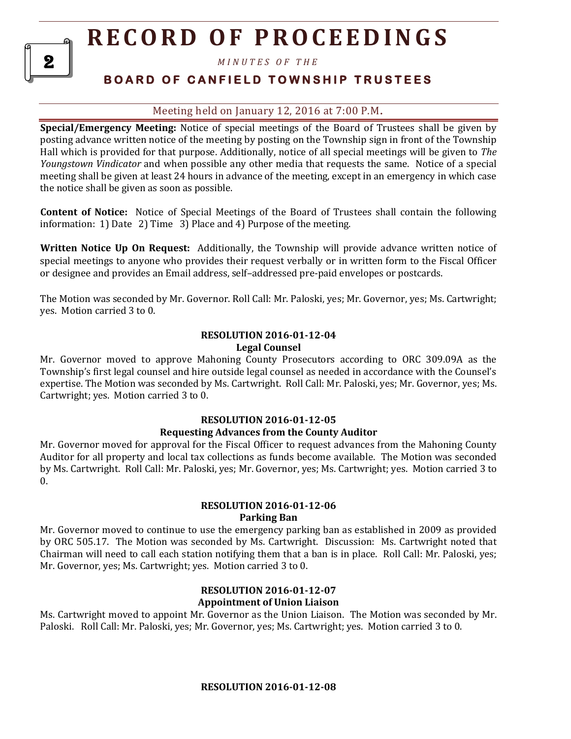**Special/Emergency Meeting:** Notice of special meetings of the Board of Trustees shall be given by posting advance written notice of the meeting by posting on the Township sign in front of the Township Hall which is provided for that purpose. Additionally, notice of all special meetings will be given to *The Youngstown Vindicator* and when possible any other media that requests the same. Notice of a special meeting shall be given at least 24 hours in advance of the meeting, except in an emergency in which case the notice shall be given as soon as possible.

**Content of Notice:** Notice of Special Meetings of the Board of Trustees shall contain the following information: 1) Date 2) Time 3) Place and 4) Purpose of the meeting.

**Written Notice Up On Request:** Additionally, the Township will provide advance written notice of special meetings to anyone who provides their request verbally or in written form to the Fiscal Officer or designee and provides an Email address, self–addressed pre-paid envelopes or postcards.

The Motion was seconded by Mr. Governor. Roll Call: Mr. Paloski, yes; Mr. Governor, yes; Ms. Cartwright; yes. Motion carried 3 to 0.

**RESOLUTION 2016-01-12-04**
**Legal Counsel**

Mr. Governor moved to approve Mahoning County Prosecutors according to ORC 309.09A as the Township's first legal counsel and hire outside legal counsel as needed in accordance with the Counsel's expertise. The Motion was seconded by Ms. Cartwright. Roll Call: Mr. Paloski, yes; Mr. Governor, yes; Ms. Cartwright; yes. Motion carried 3 to 0.

**RESOLUTION 2016-01-12-05**
**Requesting Advances from the County Auditor**

Mr. Governor moved for approval for the Fiscal Officer to request advances from the Mahoning County Auditor for all property and local tax collections as funds become available. The Motion was seconded by Ms. Cartwright. Roll Call: Mr. Paloski, yes; Mr. Governor, yes; Ms. Cartwright; yes. Motion carried 3 to 0.

**RESOLUTION 2016-01-12-06**
**Parking Ban**

Mr. Governor moved to continue to use the emergency parking ban as established in 2009 as provided by ORC 505.17. The Motion was seconded by Ms. Cartwright. Discussion: Ms. Cartwright noted that Chairman will need to call each station notifying them that a ban is in place. Roll Call: Mr. Paloski, yes; Mr. Governor, yes; Ms. Cartwright; yes. Motion carried 3 to 0.

**RESOLUTION 2016-01-12-07**
**Appointment of Union Liaison**

Ms. Cartwright moved to appoint Mr. Governor as the Union Liaison. The Motion was seconded by Mr. Paloski. Roll Call: Mr. Paloski, yes; Mr. Governor, yes; Ms. Cartwright; yes. Motion carried 3 to 0.

**RESOLUTION 2016-01-12-08**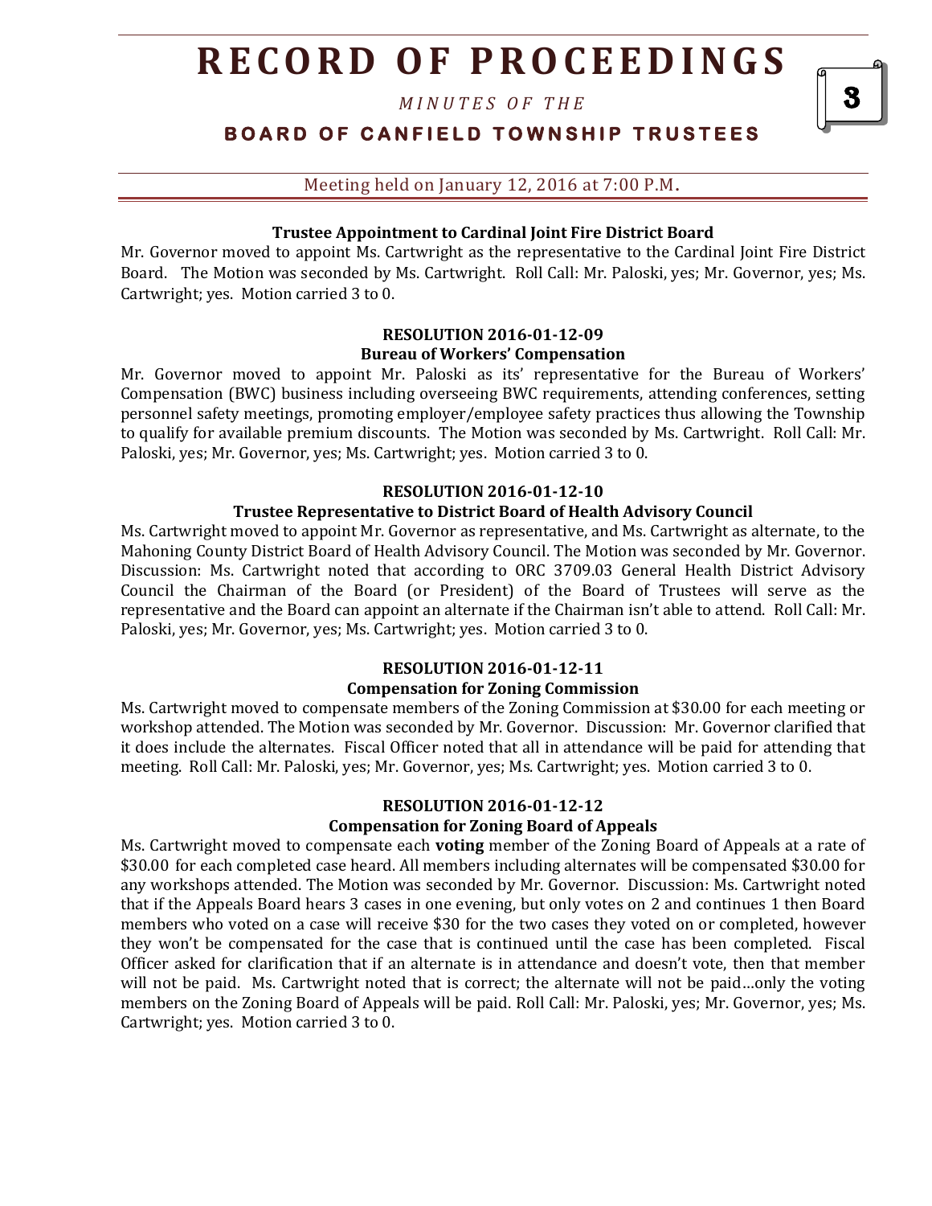#### Trustee Appointment to Cardinal Joint Fire District Board

Mr. Governor moved to appoint Ms. Cartwright as the representative to the Cardinal Joint Fire District Board. The Motion was seconded by Ms. Cartwright. Roll Call: Mr. Paloski, yes; Mr. Governor, yes; Ms. Cartwright; yes. Motion carried 3 to 0.

#### RESOLUTION 2016-01-12-09
#### Bureau of Workers' Compensation

Mr. Governor moved to appoint Mr. Paloski as its' representative for the Bureau of Workers' Compensation (BWC) business including overseeing BWC requirements, attending conferences, setting personnel safety meetings, promoting employer/employee safety practices thus allowing the Township to qualify for available premium discounts. The Motion was seconded by Ms. Cartwright. Roll Call: Mr. Paloski, yes; Mr. Governor, yes; Ms. Cartwright; yes. Motion carried 3 to 0.

#### RESOLUTION 2016-01-12-10
#### Trustee Representative to District Board of Health Advisory Council

Ms. Cartwright moved to appoint Mr. Governor as representative, and Ms. Cartwright as alternate, to the Mahoning County District Board of Health Advisory Council. The Motion was seconded by Mr. Governor. Discussion: Ms. Cartwright noted that according to ORC 3709.03 General Health District Advisory Council the Chairman of the Board (or President) of the Board of Trustees will serve as the representative and the Board can appoint an alternate if the Chairman isn't able to attend. Roll Call: Mr. Paloski, yes; Mr. Governor, yes; Ms. Cartwright; yes. Motion carried 3 to 0.

#### RESOLUTION 2016-01-12-11
#### Compensation for Zoning Commission

Ms. Cartwright moved to compensate members of the Zoning Commission at $30.00 for each meeting or workshop attended. The Motion was seconded by Mr. Governor. Discussion: Mr. Governor clarified that it does include the alternates. Fiscal Officer noted that all in attendance will be paid for attending that meeting. Roll Call: Mr. Paloski, yes; Mr. Governor, yes; Ms. Cartwright; yes. Motion carried 3 to 0.

#### RESOLUTION 2016-01-12-12
#### Compensation for Zoning Board of Appeals

Ms. Cartwright moved to compensate each **voting** member of the Zoning Board of Appeals at a rate of $30.00 for each completed case heard. All members including alternates will be compensated $30.00 for any workshops attended. The Motion was seconded by Mr. Governor. Discussion: Ms. Cartwright noted that if the Appeals Board hears 3 cases in one evening, but only votes on 2 and continues 1 then Board members who voted on a case will receive $30 for the two cases they voted on or completed, however they won't be compensated for the case that is continued until the case has been completed. Fiscal Officer asked for clarification that if an alternate is in attendance and doesn't vote, then that member will not be paid. Ms. Cartwright noted that is correct; the alternate will not be paid…only the voting members on the Zoning Board of Appeals will be paid. Roll Call: Mr. Paloski, yes; Mr. Governor, yes; Ms. Cartwright; yes. Motion carried 3 to 0.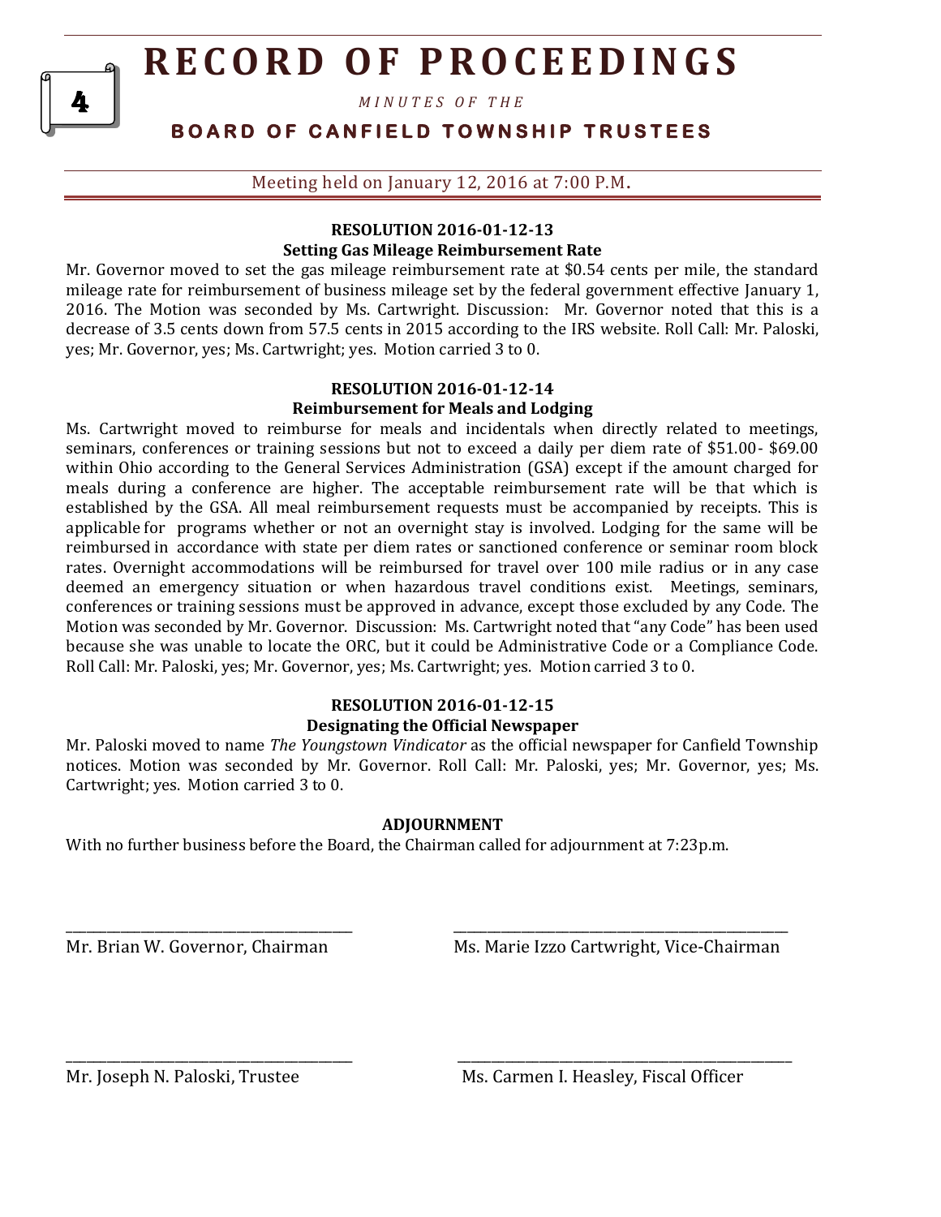### RESOLUTION 2016-01-12-13

**Setting Gas Mileage Reimbursement Rate**

Mr. Governor moved to set the gas mileage reimbursement rate at $0.54 cents per mile, the standard mileage rate for reimbursement of business mileage set by the federal government effective January 1, 2016. The Motion was seconded by Ms. Cartwright. Discussion: Mr. Governor noted that this is a decrease of 3.5 cents down from 57.5 cents in 2015 according to the IRS website. Roll Call: Mr. Paloski, yes; Mr. Governor, yes; Ms. Cartwright; yes. Motion carried 3 to 0.

### RESOLUTION 2016-01-12-14

**Reimbursement for Meals and Lodging**

Ms. Cartwright moved to reimburse for meals and incidentals when directly related to meetings, seminars, conferences or training sessions but not to exceed a daily per diem rate of $51.00- $69.00 within Ohio according to the General Services Administration (GSA) except if the amount charged for meals during a conference are higher. The acceptable reimbursement rate will be that which is established by the GSA. All meal reimbursement requests must be accompanied by receipts. This is applicable for programs whether or not an overnight stay is involved. Lodging for the same will be reimbursed in accordance with state per diem rates or sanctioned conference or seminar room block rates. Overnight accommodations will be reimbursed for travel over 100 mile radius or in any case deemed an emergency situation or when hazardous travel conditions exist. Meetings, seminars, conferences or training sessions must be approved in advance, except those excluded by any Code. The Motion was seconded by Mr. Governor. Discussion: Ms. Cartwright noted that "any Code" has been used because she was unable to locate the ORC, but it could be Administrative Code or a Compliance Code. Roll Call: Mr. Paloski, yes; Mr. Governor, yes; Ms. Cartwright; yes. Motion carried 3 to 0.

### RESOLUTION 2016-01-12-15

**Designating the Official Newspaper**

Mr. Paloski moved to name *The Youngstown Vindicator* as the official newspaper for Canfield Township notices. Motion was seconded by Mr. Governor. Roll Call: Mr. Paloski, yes; Mr. Governor, yes; Ms. Cartwright; yes. Motion carried 3 to 0.

### ADJOURNMENT

With no further business before the Board, the Chairman called for adjournment at 7:23p.m.

\_\_\_\_\_\_\_\_\_\_\_\_\_\_\_\_\_\_\_\_\_\_\_\_\_\_\_\_\_\_\_\_\_\_\_\_\_\_\_\_
Mr. Brian W. Governor, Chairman

\_\_\_\_\_\_\_\_\_\_\_\_\_\_\_\_\_\_\_\_\_\_\_\_\_\_\_\_\_\_\_\_\_\_\_\_\_\_\_\_
Ms. Marie Izzo Cartwright, Vice-Chairman

\_\_\_\_\_\_\_\_\_\_\_\_\_\_\_\_\_\_\_\_\_\_\_\_\_\_\_\_\_\_\_\_\_\_\_\_\_\_\_\_
Mr. Joseph N. Paloski, Trustee

\_\_\_\_\_\_\_\_\_\_\_\_\_\_\_\_\_\_\_\_\_\_\_\_\_\_\_\_\_\_\_\_\_\_\_\_\_\_\_\_
Ms. Carmen I. Heasley, Fiscal Officer